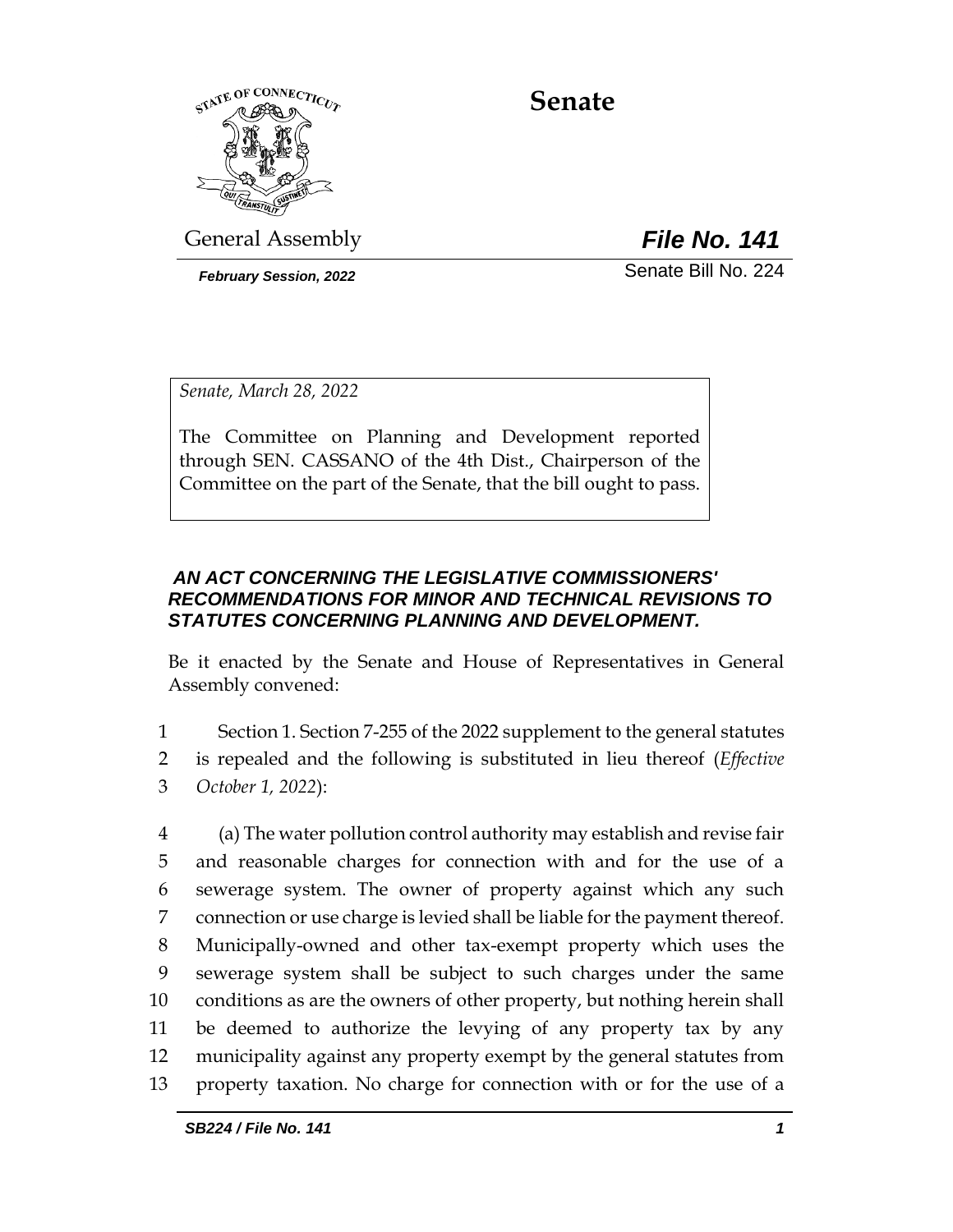# Senate

General Assembly **File No. 141**

*February Session, 2022* Senate Bill No. 224

*Senate, March 28, 2022*

The Committee on Planning and Development reported through SEN. CASSANO of the 4th Dist., Chairperson of the Committee on the part of the Senate, that the bill ought to pass.

### *AN ACT CONCERNING THE LEGISLATIVE COMMISSIONERS' RECOMMENDATIONS FOR MINOR AND TECHNICAL REVISIONS TO STATUTES CONCERNING PLANNING AND DEVELOPMENT.*

Be it enacted by the Senate and House of Representatives in General Assembly convened:

1 Section 1. Section 7-255 of the 2022 supplement to the general statutes
2 is repealed and the following is substituted in lieu thereof (*Effective*
3 *October 1, 2022*):

4 (a) The water pollution control authority may establish and revise fair
5 and reasonable charges for connection with and for the use of a
6 sewerage system. The owner of property against which any such
7 connection or use charge is levied shall be liable for the payment thereof.
8 Municipally-owned and other tax-exempt property which uses the
9 sewerage system shall be subject to such charges under the same
10 conditions as are the owners of other property, but nothing herein shall
11 be deemed to authorize the levying of any property tax by any
12 municipality against any property exempt by the general statutes from
13 property taxation. No charge for connection with or for the use of a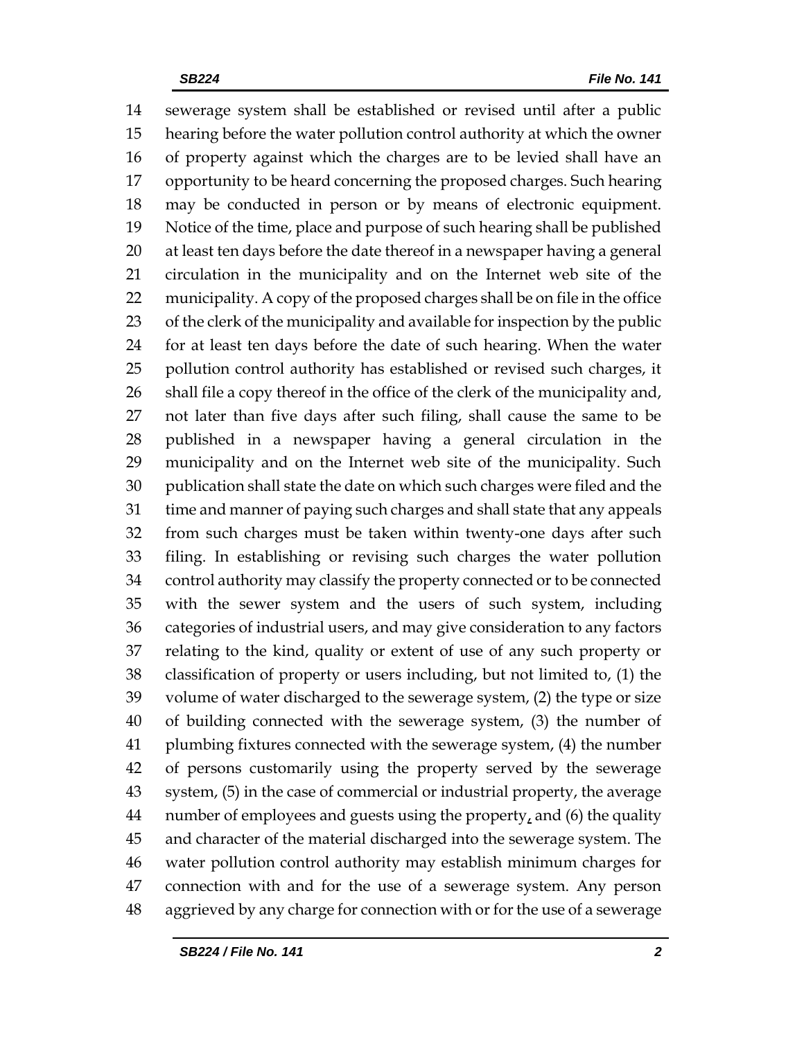sewerage system shall be established or revised until after a public hearing before the water pollution control authority at which the owner of property against which the charges are to be levied shall have an opportunity to be heard concerning the proposed charges. Such hearing may be conducted in person or by means of electronic equipment. Notice of the time, place and purpose of such hearing shall be published at least ten days before the date thereof in a newspaper having a general circulation in the municipality and on the Internet web site of the municipality. A copy of the proposed charges shall be on file in the office of the clerk of the municipality and available for inspection by the public for at least ten days before the date of such hearing. When the water pollution control authority has established or revised such charges, it shall file a copy thereof in the office of the clerk of the municipality and, not later than five days after such filing, shall cause the same to be published in a newspaper having a general circulation in the municipality and on the Internet web site of the municipality. Such publication shall state the date on which such charges were filed and the time and manner of paying such charges and shall state that any appeals from such charges must be taken within twenty-one days after such filing. In establishing or revising such charges the water pollution control authority may classify the property connected or to be connected with the sewer system and the users of such system, including categories of industrial users, and may give consideration to any factors relating to the kind, quality or extent of use of any such property or classification of property or users including, but not limited to, (1) the volume of water discharged to the sewerage system, (2) the type or size of building connected with the sewerage system, (3) the number of plumbing fixtures connected with the sewerage system, (4) the number of persons customarily using the property served by the sewerage system, (5) in the case of commercial or industrial property, the average number of employees and guests using the property, and (6) the quality and character of the material discharged into the sewerage system. The water pollution control authority may establish minimum charges for connection with and for the use of a sewerage system. Any person aggrieved by any charge for connection with or for the use of a sewerage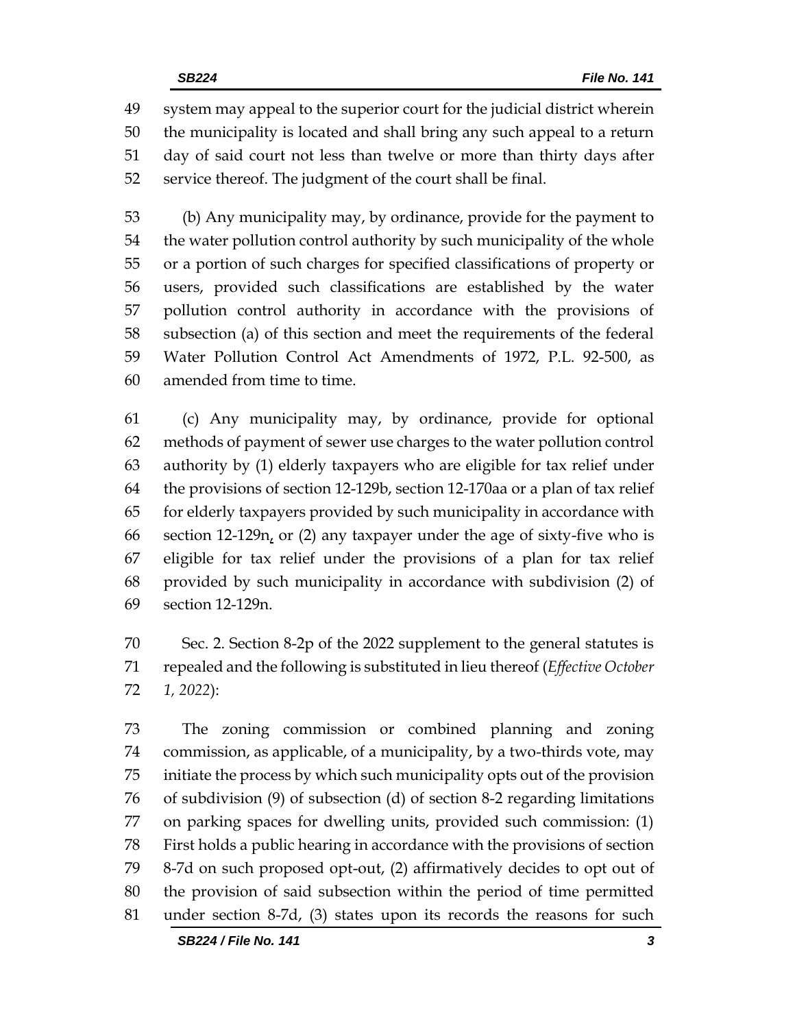system may appeal to the superior court for the judicial district wherein the municipality is located and shall bring any such appeal to a return day of said court not less than twelve or more than thirty days after service thereof. The judgment of the court shall be final.

(b) Any municipality may, by ordinance, provide for the payment to the water pollution control authority by such municipality of the whole or a portion of such charges for specified classifications of property or users, provided such classifications are established by the water pollution control authority in accordance with the provisions of subsection (a) of this section and meet the requirements of the federal Water Pollution Control Act Amendments of 1972, P.L. 92-500, as amended from time to time.

(c) Any municipality may, by ordinance, provide for optional methods of payment of sewer use charges to the water pollution control authority by (1) elderly taxpayers who are eligible for tax relief under the provisions of section 12-129b, section 12-170aa or a plan of tax relief for elderly taxpayers provided by such municipality in accordance with section 12-129n, or (2) any taxpayer under the age of sixty-five who is eligible for tax relief under the provisions of a plan for tax relief provided by such municipality in accordance with subdivision (2) of section 12-129n.

Sec. 2. Section 8-2p of the 2022 supplement to the general statutes is repealed and the following is substituted in lieu thereof (*Effective October 1, 2022*):

The zoning commission or combined planning and zoning commission, as applicable, of a municipality, by a two-thirds vote, may initiate the process by which such municipality opts out of the provision of subdivision (9) of subsection (d) of section 8-2 regarding limitations on parking spaces for dwelling units, provided such commission: (1) First holds a public hearing in accordance with the provisions of section 8-7d on such proposed opt-out, (2) affirmatively decides to opt out of the provision of said subsection within the period of time permitted under section 8-7d, (3) states upon its records the reasons for such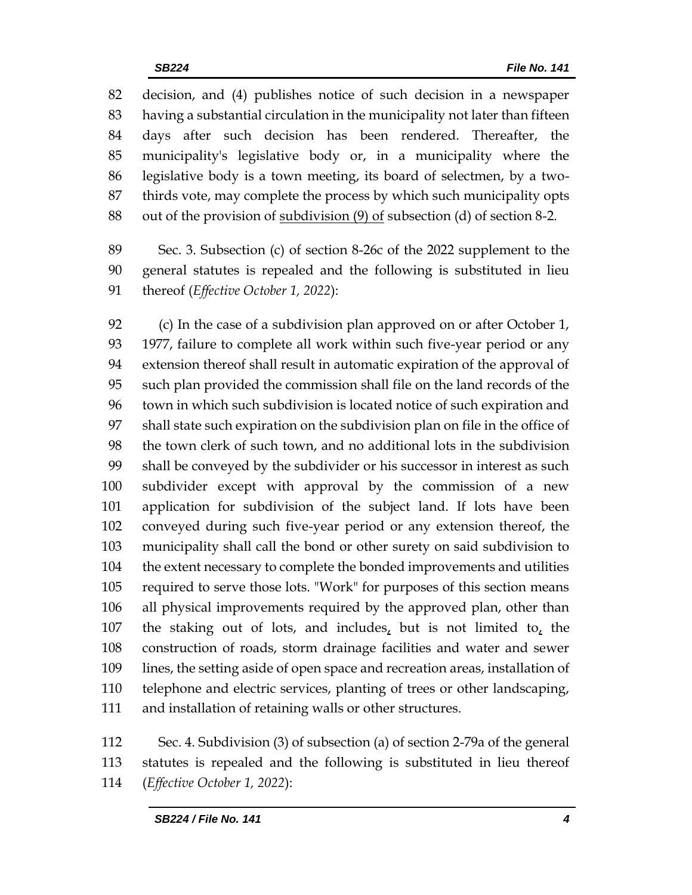decision, and (4) publishes notice of such decision in a newspaper having a substantial circulation in the municipality not later than fifteen days after such decision has been rendered. Thereafter, the municipality's legislative body or, in a municipality where the legislative body is a town meeting, its board of selectmen, by a two-thirds vote, may complete the process by which such municipality opts out of the provision of <u>subdivision (9) of</u> subsection (d) of section 8-2.

Sec. 3. Subsection (c) of section 8-26c of the 2022 supplement to the general statutes is repealed and the following is substituted in lieu thereof (*Effective October 1, 2022*):

(c) In the case of a subdivision plan approved on or after October 1, 1977, failure to complete all work within such five-year period or any extension thereof shall result in automatic expiration of the approval of such plan provided the commission shall file on the land records of the town in which such subdivision is located notice of such expiration and shall state such expiration on the subdivision plan on file in the office of the town clerk of such town, and no additional lots in the subdivision shall be conveyed by the subdivider or his successor in interest as such subdivider except with approval by the commission of a new application for subdivision of the subject land. If lots have been conveyed during such five-year period or any extension thereof, the municipality shall call the bond or other surety on said subdivision to the extent necessary to complete the bonded improvements and utilities required to serve those lots. "Work" for purposes of this section means all physical improvements required by the approved plan, other than the staking out of lots, and includes<u>,</u> but is not limited to<u>,</u> the construction of roads, storm drainage facilities and water and sewer lines, the setting aside of open space and recreation areas, installation of telephone and electric services, planting of trees or other landscaping, and installation of retaining walls or other structures.

Sec. 4. Subdivision (3) of subsection (a) of section 2-79a of the general statutes is repealed and the following is substituted in lieu thereof (*Effective October 1, 2022*):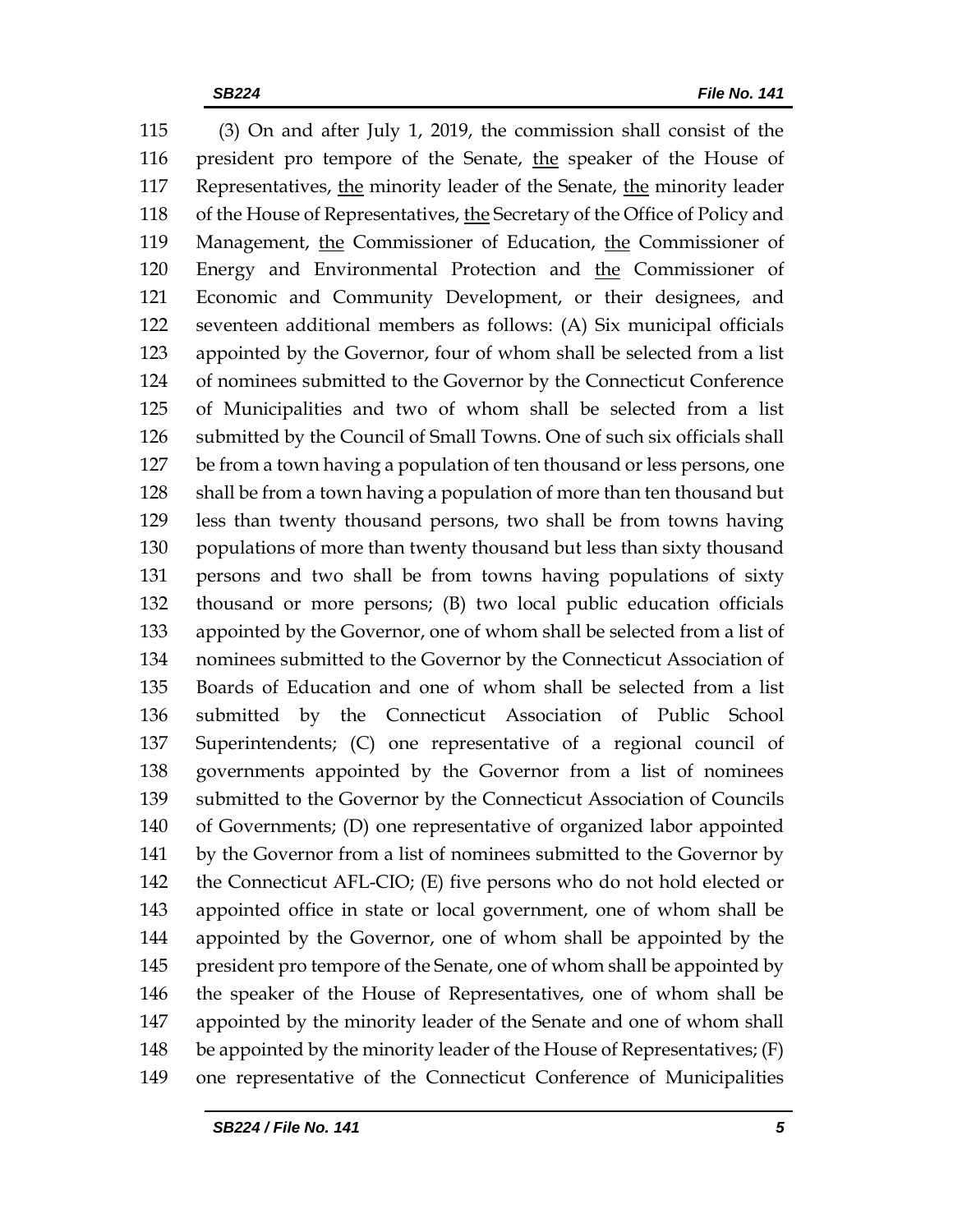115 (3) On and after July 1, 2019, the commission shall consist of the
116 president pro tempore of the Senate, <u>the</u> speaker of the House of
117 Representatives, <u>the</u> minority leader of the Senate, <u>the</u> minority leader
118 of the House of Representatives, <u>the</u> Secretary of the Office of Policy and
119 Management, <u>the</u> Commissioner of Education, <u>the</u> Commissioner of
120 Energy and Environmental Protection and <u>the</u> Commissioner of
121 Economic and Community Development, or their designees, and
122 seventeen additional members as follows: (A) Six municipal officials
123 appointed by the Governor, four of whom shall be selected from a list
124 of nominees submitted to the Governor by the Connecticut Conference
125 of Municipalities and two of whom shall be selected from a list
126 submitted by the Council of Small Towns. One of such six officials shall
127 be from a town having a population of ten thousand or less persons, one
128 shall be from a town having a population of more than ten thousand but
129 less than twenty thousand persons, two shall be from towns having
130 populations of more than twenty thousand but less than sixty thousand
131 persons and two shall be from towns having populations of sixty
132 thousand or more persons; (B) two local public education officials
133 appointed by the Governor, one of whom shall be selected from a list of
134 nominees submitted to the Governor by the Connecticut Association of
135 Boards of Education and one of whom shall be selected from a list
136 submitted by the Connecticut Association of Public School
137 Superintendents; (C) one representative of a regional council of
138 governments appointed by the Governor from a list of nominees
139 submitted to the Governor by the Connecticut Association of Councils
140 of Governments; (D) one representative of organized labor appointed
141 by the Governor from a list of nominees submitted to the Governor by
142 the Connecticut AFL-CIO; (E) five persons who do not hold elected or
143 appointed office in state or local government, one of whom shall be
144 appointed by the Governor, one of whom shall be appointed by the
145 president pro tempore of the Senate, one of whom shall be appointed by
146 the speaker of the House of Representatives, one of whom shall be
147 appointed by the minority leader of the Senate and one of whom shall
148 be appointed by the minority leader of the House of Representatives; (F)
149 one representative of the Connecticut Conference of Municipalities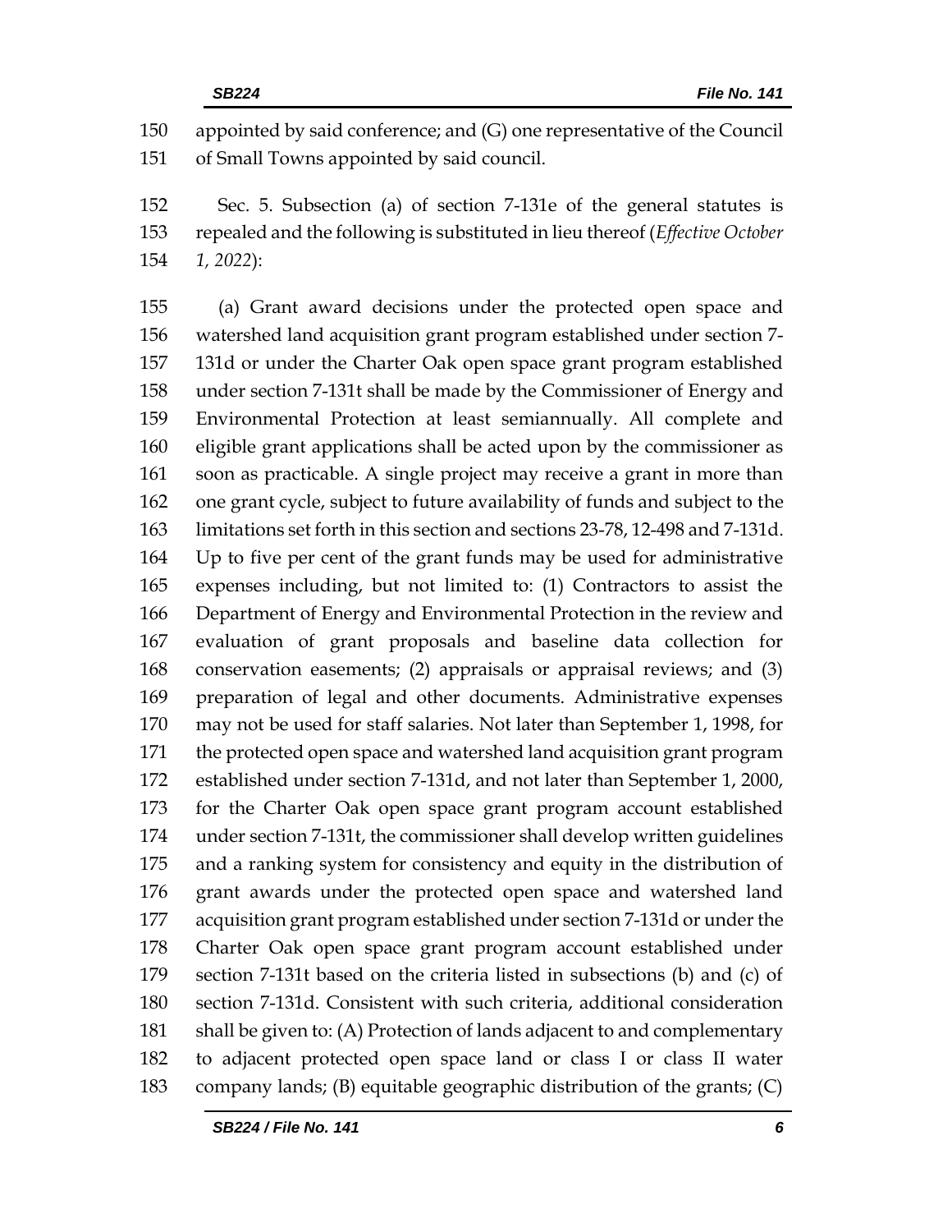appointed by said conference; and (G) one representative of the Council of Small Towns appointed by said council.

Sec. 5. Subsection (a) of section 7-131e of the general statutes is repealed and the following is substituted in lieu thereof (*Effective October 1, 2022*):

(a) Grant award decisions under the protected open space and watershed land acquisition grant program established under section 7-131d or under the Charter Oak open space grant program established under section 7-131t shall be made by the Commissioner of Energy and Environmental Protection at least semiannually. All complete and eligible grant applications shall be acted upon by the commissioner as soon as practicable. A single project may receive a grant in more than one grant cycle, subject to future availability of funds and subject to the limitations set forth in this section and sections 23-78, 12-498 and 7-131d. Up to five per cent of the grant funds may be used for administrative expenses including, but not limited to: (1) Contractors to assist the Department of Energy and Environmental Protection in the review and evaluation of grant proposals and baseline data collection for conservation easements; (2) appraisals or appraisal reviews; and (3) preparation of legal and other documents. Administrative expenses may not be used for staff salaries. Not later than September 1, 1998, for the protected open space and watershed land acquisition grant program established under section 7-131d, and not later than September 1, 2000, for the Charter Oak open space grant program account established under section 7-131t, the commissioner shall develop written guidelines and a ranking system for consistency and equity in the distribution of grant awards under the protected open space and watershed land acquisition grant program established under section 7-131d or under the Charter Oak open space grant program account established under section 7-131t based on the criteria listed in subsections (b) and (c) of section 7-131d. Consistent with such criteria, additional consideration shall be given to: (A) Protection of lands adjacent to and complementary to adjacent protected open space land or class I or class II water company lands; (B) equitable geographic distribution of the grants; (C)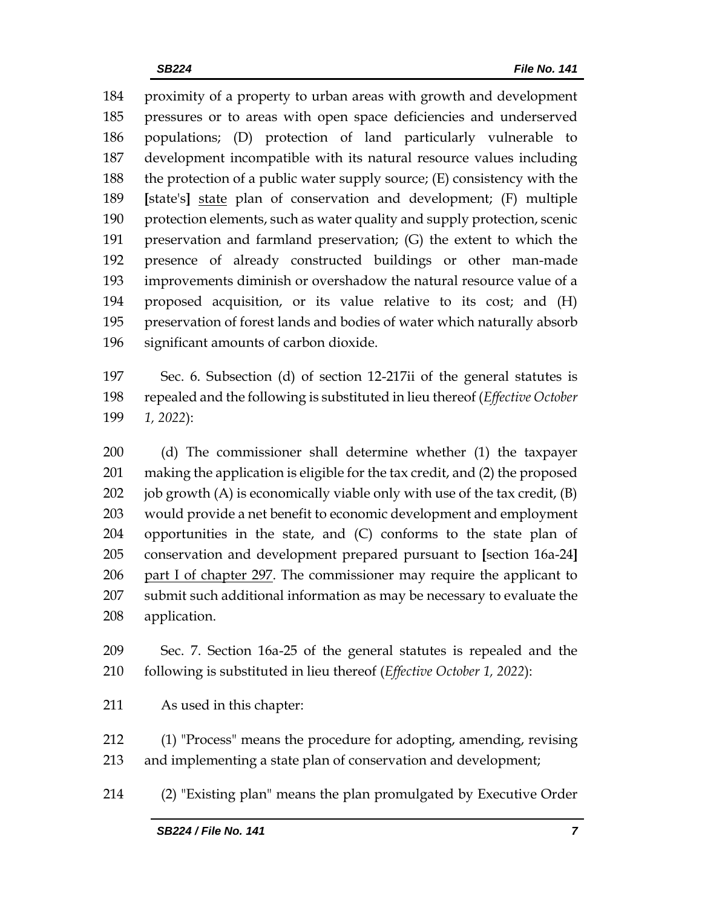184 proximity of a property to urban areas with growth and development
185 pressures or to areas with open space deficiencies and underserved
186 populations; (D) protection of land particularly vulnerable to
187 development incompatible with its natural resource values including
188 the protection of a public water supply source; (E) consistency with the
189 [state's] <u>state</u> plan of conservation and development; (F) multiple
190 protection elements, such as water quality and supply protection, scenic
191 preservation and farmland preservation; (G) the extent to which the
192 presence of already constructed buildings or other man-made
193 improvements diminish or overshadow the natural resource value of a
194 proposed acquisition, or its value relative to its cost; and (H)
195 preservation of forest lands and bodies of water which naturally absorb
196 significant amounts of carbon dioxide.

197 Sec. 6. Subsection (d) of section 12-217ii of the general statutes is
198 repealed and the following is substituted in lieu thereof (*Effective October*
199 *1, 2022*):

200 (d) The commissioner shall determine whether (1) the taxpayer
201 making the application is eligible for the tax credit, and (2) the proposed
202 job growth (A) is economically viable only with use of the tax credit, (B)
203 would provide a net benefit to economic development and employment
204 opportunities in the state, and (C) conforms to the state plan of
205 conservation and development prepared pursuant to [section 16a-24]
206 <u>part I of chapter 297</u>. The commissioner may require the applicant to
207 submit such additional information as may be necessary to evaluate the
208 application.

209 Sec. 7. Section 16a-25 of the general statutes is repealed and the
210 following is substituted in lieu thereof (*Effective October 1, 2022*):

211 As used in this chapter:

212 (1) "Process" means the procedure for adopting, amending, revising
213 and implementing a state plan of conservation and development;

214 (2) "Existing plan" means the plan promulgated by Executive Order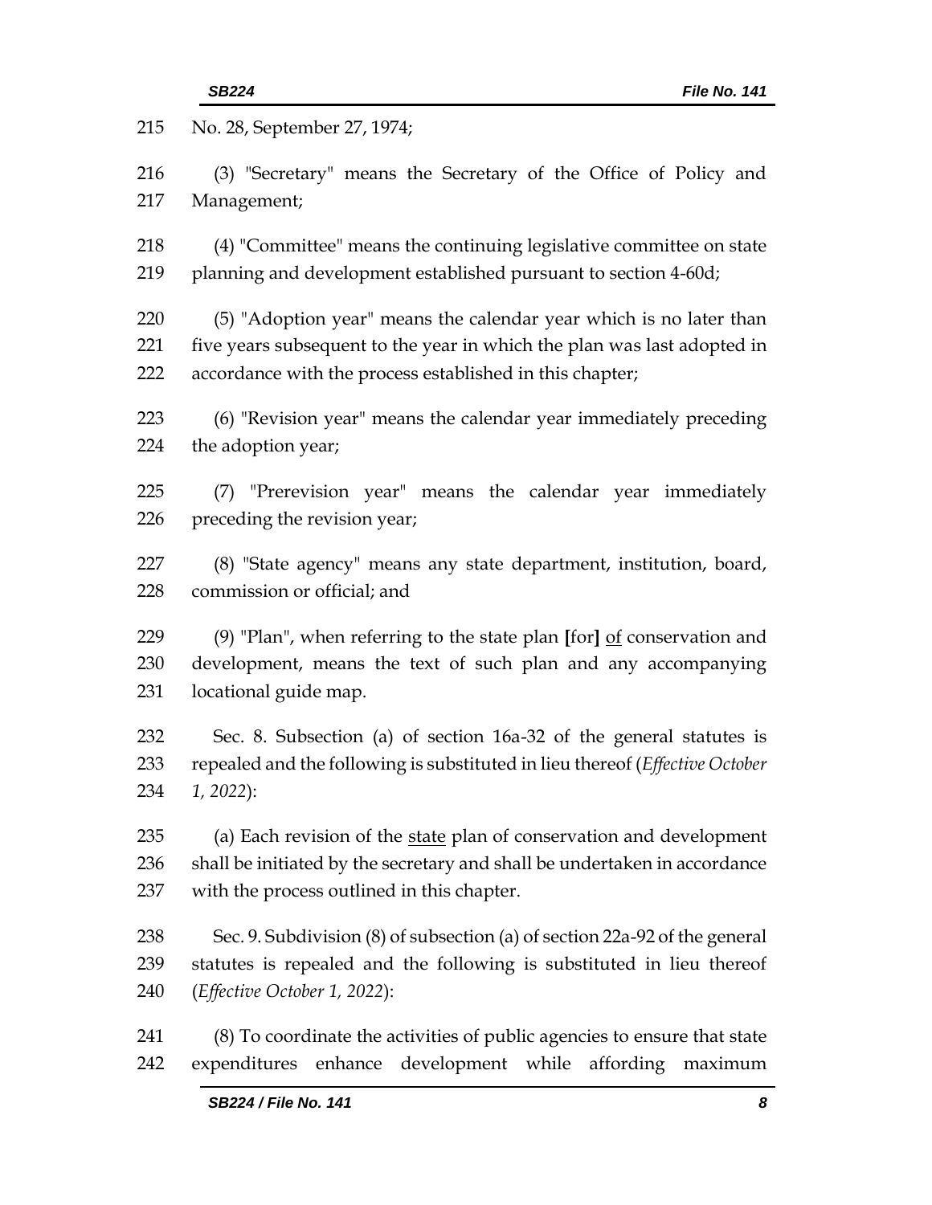215 No. 28, September 27, 1974;

216 (3) "Secretary" means the Secretary of the Office of Policy and
217 Management;

218 (4) "Committee" means the continuing legislative committee on state
219 planning and development established pursuant to section 4-60d;

220 (5) "Adoption year" means the calendar year which is no later than
221 five years subsequent to the year in which the plan was last adopted in
222 accordance with the process established in this chapter;

223 (6) "Revision year" means the calendar year immediately preceding
224 the adoption year;

225 (7) "Prerevision year" means the calendar year immediately
226 preceding the revision year;

227 (8) "State agency" means any state department, institution, board,
228 commission or official; and

229 (9) "Plan", when referring to the state plan **[**for**]** <u>of</u> conservation and
230 development, means the text of such plan and any accompanying
231 locational guide map.

232 Sec. 8. Subsection (a) of section 16a-32 of the general statutes is
233 repealed and the following is substituted in lieu thereof (*Effective October*
234 *1, 2022*):

235 (a) Each revision of the <u>state</u> plan of conservation and development
236 shall be initiated by the secretary and shall be undertaken in accordance
237 with the process outlined in this chapter.

238 Sec. 9. Subdivision (8) of subsection (a) of section 22a-92 of the general
239 statutes is repealed and the following is substituted in lieu thereof
240 (*Effective October 1, 2022*):

241 (8) To coordinate the activities of public agencies to ensure that state
242 expenditures enhance development while affording maximum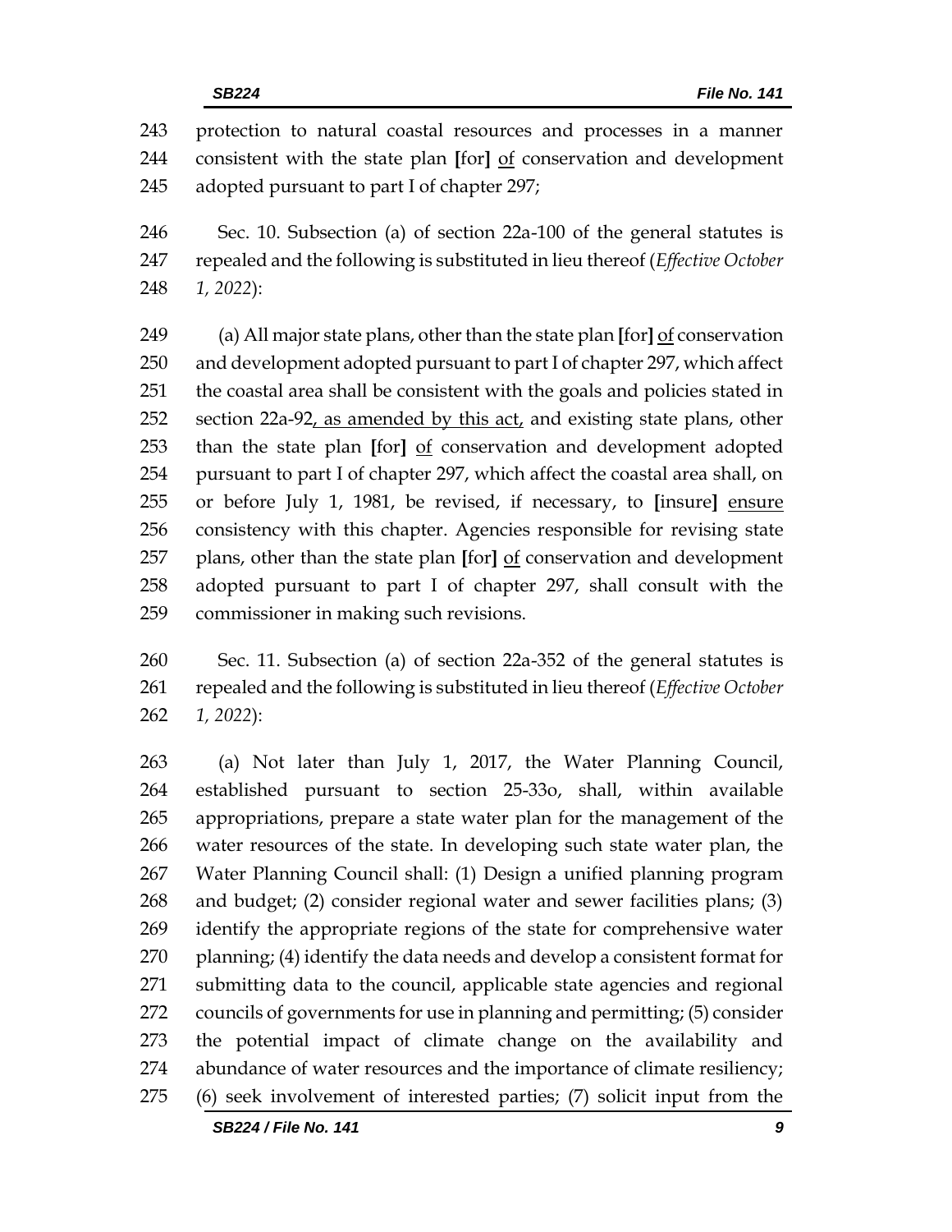protection to natural coastal resources and processes in a manner consistent with the state plan **[**for**]** <u>of</u> conservation and development adopted pursuant to part I of chapter 297;

Sec. 10. Subsection (a) of section 22a-100 of the general statutes is repealed and the following is substituted in lieu thereof (*Effective October 1, 2022*):

(a) All major state plans, other than the state plan **[**for**]** <u>of</u> conservation and development adopted pursuant to part I of chapter 297, which affect the coastal area shall be consistent with the goals and policies stated in section 22a-92<u>, as amended by this act,</u> and existing state plans, other than the state plan **[**for**]** <u>of</u> conservation and development adopted pursuant to part I of chapter 297, which affect the coastal area shall, on or before July 1, 1981, be revised, if necessary, to **[**insure**]** <u>ensure</u> consistency with this chapter. Agencies responsible for revising state plans, other than the state plan **[**for**]** <u>of</u> conservation and development adopted pursuant to part I of chapter 297, shall consult with the commissioner in making such revisions.

Sec. 11. Subsection (a) of section 22a-352 of the general statutes is repealed and the following is substituted in lieu thereof (*Effective October 1, 2022*):

(a) Not later than July 1, 2017, the Water Planning Council, established pursuant to section 25-33o, shall, within available appropriations, prepare a state water plan for the management of the water resources of the state. In developing such state water plan, the Water Planning Council shall: (1) Design a unified planning program and budget; (2) consider regional water and sewer facilities plans; (3) identify the appropriate regions of the state for comprehensive water planning; (4) identify the data needs and develop a consistent format for submitting data to the council, applicable state agencies and regional councils of governments for use in planning and permitting; (5) consider the potential impact of climate change on the availability and abundance of water resources and the importance of climate resiliency; (6) seek involvement of interested parties; (7) solicit input from the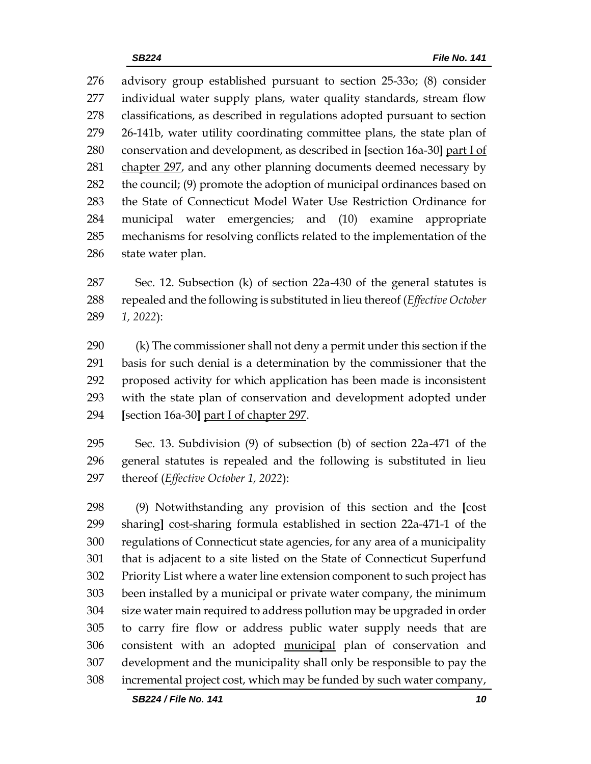advisory group established pursuant to section 25-33o; (8) consider individual water supply plans, water quality standards, stream flow classifications, as described in regulations adopted pursuant to section 26-141b, water utility coordinating committee plans, the state plan of conservation and development, as described in [section 16a-30] <u>part I of chapter 297</u>, and any other planning documents deemed necessary by the council; (9) promote the adoption of municipal ordinances based on the State of Connecticut Model Water Use Restriction Ordinance for municipal water emergencies; and (10) examine appropriate mechanisms for resolving conflicts related to the implementation of the state water plan.

Sec. 12. Subsection (k) of section 22a-430 of the general statutes is repealed and the following is substituted in lieu thereof (*Effective October 1, 2022*):

(k) The commissioner shall not deny a permit under this section if the basis for such denial is a determination by the commissioner that the proposed activity for which application has been made is inconsistent with the state plan of conservation and development adopted under [section 16a-30] <u>part I of chapter 297</u>.

Sec. 13. Subdivision (9) of subsection (b) of section 22a-471 of the general statutes is repealed and the following is substituted in lieu thereof (*Effective October 1, 2022*):

(9) Notwithstanding any provision of this section and the [cost sharing] <u>cost-sharing</u> formula established in section 22a-471-1 of the regulations of Connecticut state agencies, for any area of a municipality that is adjacent to a site listed on the State of Connecticut Superfund Priority List where a water line extension component to such project has been installed by a municipal or private water company, the minimum size water main required to address pollution may be upgraded in order to carry fire flow or address public water supply needs that are consistent with an adopted <u>municipal</u> plan of conservation and development and the municipality shall only be responsible to pay the incremental project cost, which may be funded by such water company,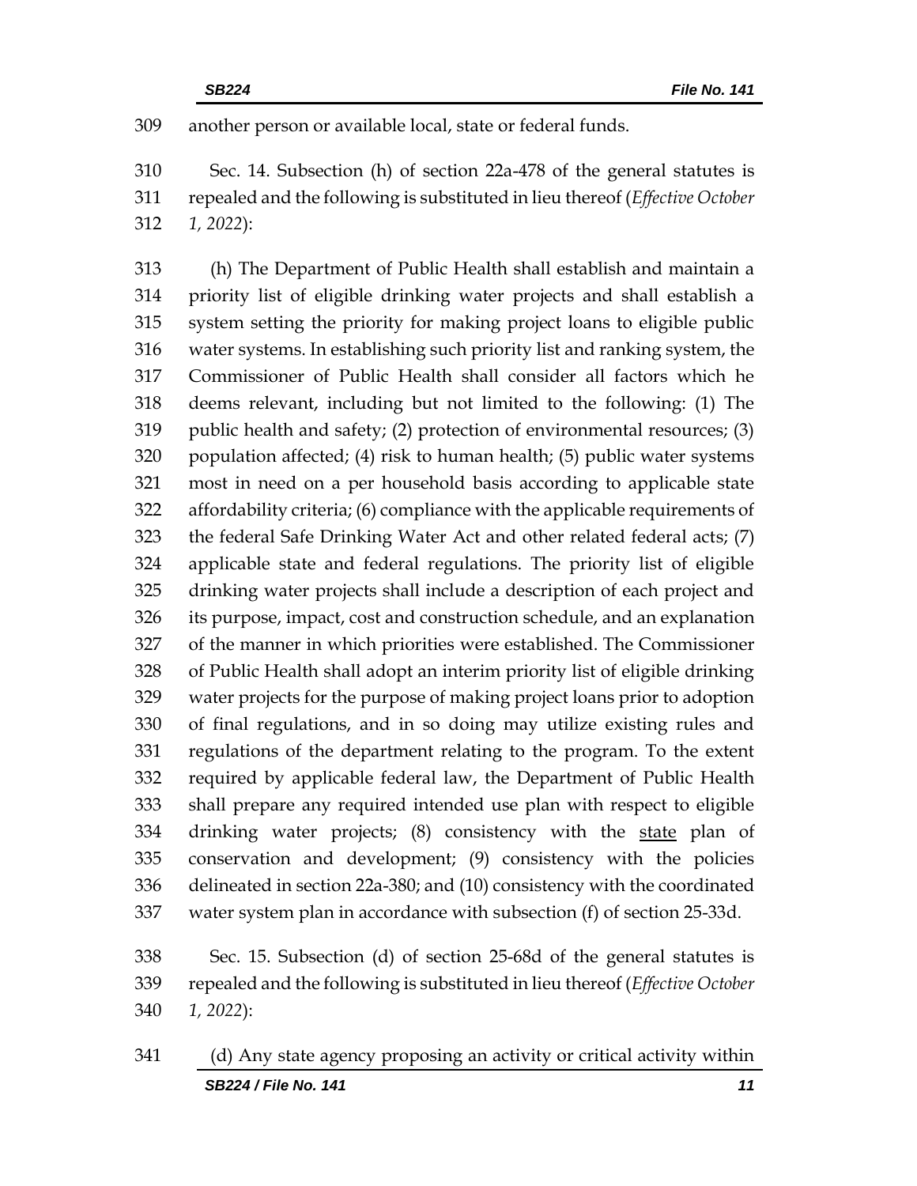another person or available local, state or federal funds.

Sec. 14. Subsection (h) of section 22a-478 of the general statutes is repealed and the following is substituted in lieu thereof (*Effective October 1, 2022*):

(h) The Department of Public Health shall establish and maintain a priority list of eligible drinking water projects and shall establish a system setting the priority for making project loans to eligible public water systems. In establishing such priority list and ranking system, the Commissioner of Public Health shall consider all factors which he deems relevant, including but not limited to the following: (1) The public health and safety; (2) protection of environmental resources; (3) population affected; (4) risk to human health; (5) public water systems most in need on a per household basis according to applicable state affordability criteria; (6) compliance with the applicable requirements of the federal Safe Drinking Water Act and other related federal acts; (7) applicable state and federal regulations. The priority list of eligible drinking water projects shall include a description of each project and its purpose, impact, cost and construction schedule, and an explanation of the manner in which priorities were established. The Commissioner of Public Health shall adopt an interim priority list of eligible drinking water projects for the purpose of making project loans prior to adoption of final regulations, and in so doing may utilize existing rules and regulations of the department relating to the program. To the extent required by applicable federal law, the Department of Public Health shall prepare any required intended use plan with respect to eligible drinking water projects; (8) consistency with the <u>state</u> plan of conservation and development; (9) consistency with the policies delineated in section 22a-380; and (10) consistency with the coordinated water system plan in accordance with subsection (f) of section 25-33d.

Sec. 15. Subsection (d) of section 25-68d of the general statutes is repealed and the following is substituted in lieu thereof (*Effective October 1, 2022*):

(d) Any state agency proposing an activity or critical activity within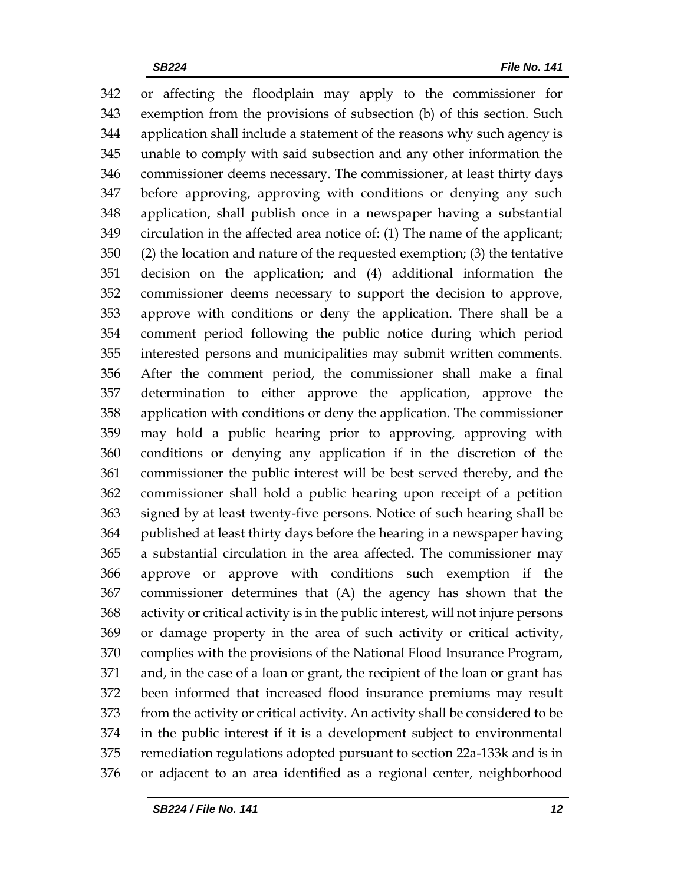or affecting the floodplain may apply to the commissioner for exemption from the provisions of subsection (b) of this section. Such application shall include a statement of the reasons why such agency is unable to comply with said subsection and any other information the commissioner deems necessary. The commissioner, at least thirty days before approving, approving with conditions or denying any such application, shall publish once in a newspaper having a substantial circulation in the affected area notice of: (1) The name of the applicant; (2) the location and nature of the requested exemption; (3) the tentative decision on the application; and (4) additional information the commissioner deems necessary to support the decision to approve, approve with conditions or deny the application. There shall be a comment period following the public notice during which period interested persons and municipalities may submit written comments. After the comment period, the commissioner shall make a final determination to either approve the application, approve the application with conditions or deny the application. The commissioner may hold a public hearing prior to approving, approving with conditions or denying any application if in the discretion of the commissioner the public interest will be best served thereby, and the commissioner shall hold a public hearing upon receipt of a petition signed by at least twenty-five persons. Notice of such hearing shall be published at least thirty days before the hearing in a newspaper having a substantial circulation in the area affected. The commissioner may approve or approve with conditions such exemption if the commissioner determines that (A) the agency has shown that the activity or critical activity is in the public interest, will not injure persons or damage property in the area of such activity or critical activity, complies with the provisions of the National Flood Insurance Program, and, in the case of a loan or grant, the recipient of the loan or grant has been informed that increased flood insurance premiums may result from the activity or critical activity. An activity shall be considered to be in the public interest if it is a development subject to environmental remediation regulations adopted pursuant to section 22a-133k and is in or adjacent to an area identified as a regional center, neighborhood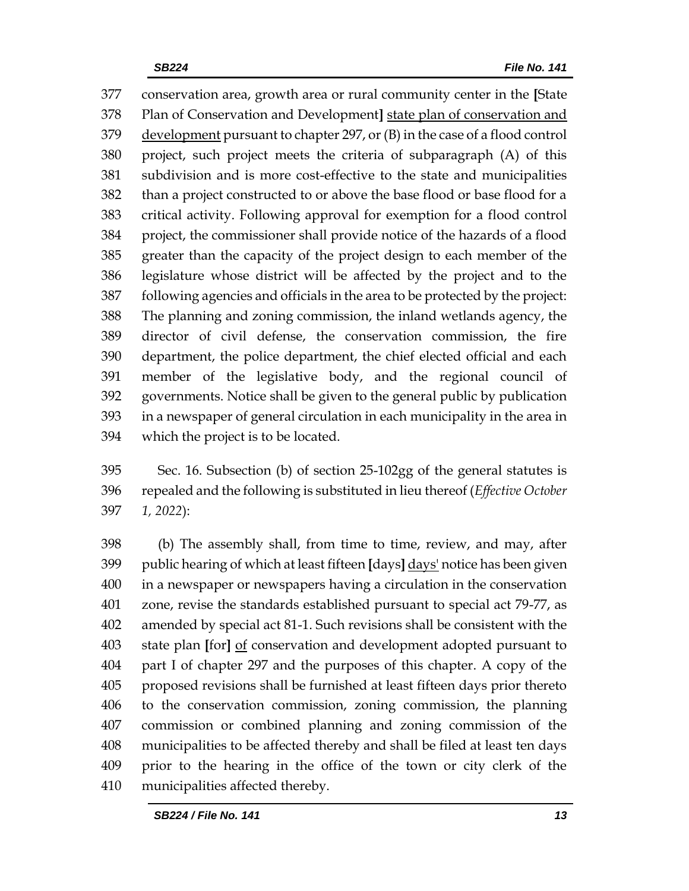conservation area, growth area or rural community center in the [State Plan of Conservation and Development] state plan of conservation and development pursuant to chapter 297, or (B) in the case of a flood control project, such project meets the criteria of subparagraph (A) of this subdivision and is more cost-effective to the state and municipalities than a project constructed to or above the base flood or base flood for a critical activity. Following approval for exemption for a flood control project, the commissioner shall provide notice of the hazards of a flood greater than the capacity of the project design to each member of the legislature whose district will be affected by the project and to the following agencies and officials in the area to be protected by the project: The planning and zoning commission, the inland wetlands agency, the director of civil defense, the conservation commission, the fire department, the police department, the chief elected official and each member of the legislative body, and the regional council of governments. Notice shall be given to the general public by publication in a newspaper of general circulation in each municipality in the area in which the project is to be located.

Sec. 16. Subsection (b) of section 25-102gg of the general statutes is repealed and the following is substituted in lieu thereof (*Effective October 1, 2022*):

(b) The assembly shall, from time to time, review, and may, after public hearing of which at least fifteen [days] days' notice has been given in a newspaper or newspapers having a circulation in the conservation zone, revise the standards established pursuant to special act 79-77, as amended by special act 81-1. Such revisions shall be consistent with the state plan [for] of conservation and development adopted pursuant to part I of chapter 297 and the purposes of this chapter. A copy of the proposed revisions shall be furnished at least fifteen days prior thereto to the conservation commission, zoning commission, the planning commission or combined planning and zoning commission of the municipalities to be affected thereby and shall be filed at least ten days prior to the hearing in the office of the town or city clerk of the municipalities affected thereby.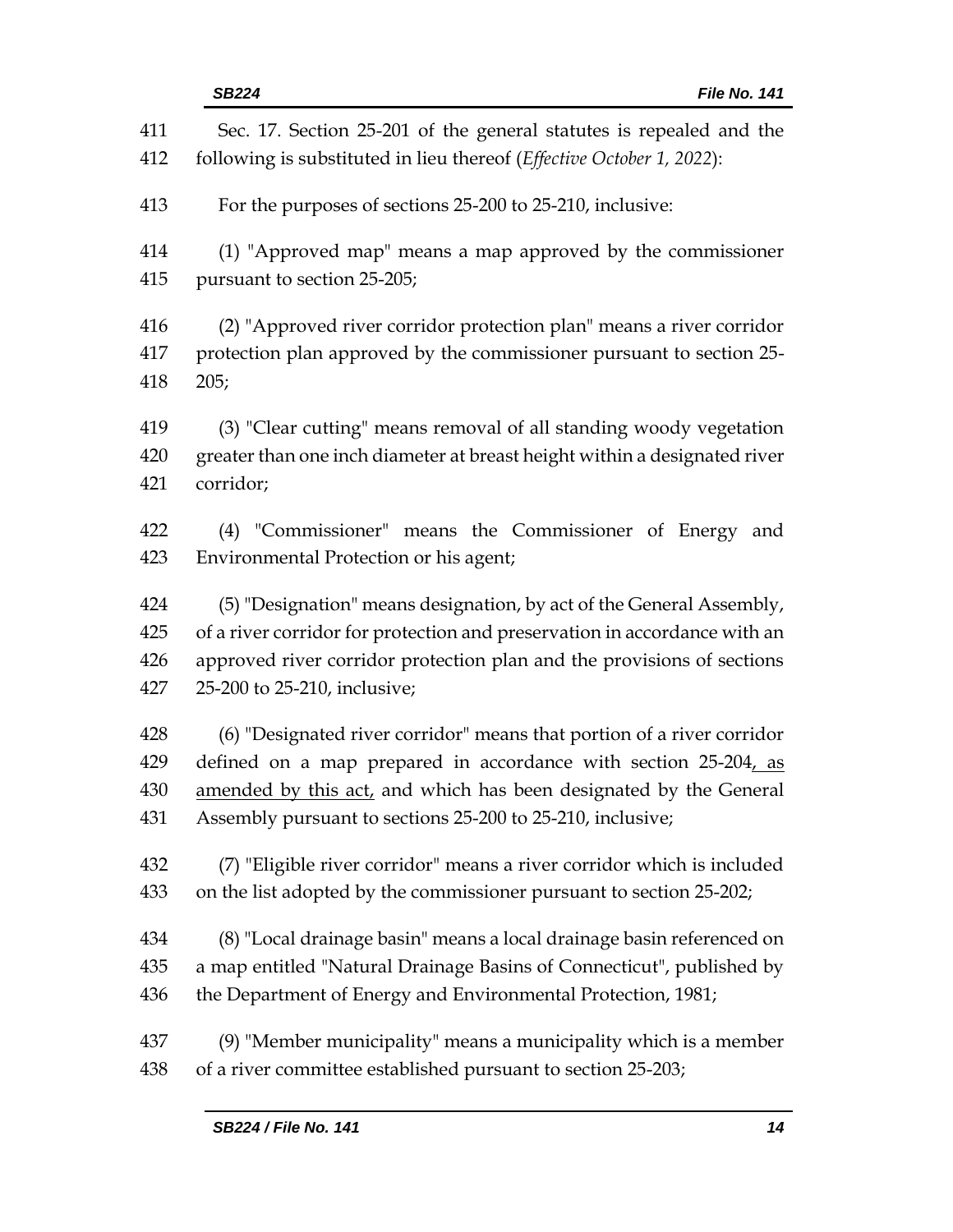Sec. 17. Section 25-201 of the general statutes is repealed and the following is substituted in lieu thereof (*Effective October 1, 2022*):

For the purposes of sections 25-200 to 25-210, inclusive:

(1) "Approved map" means a map approved by the commissioner pursuant to section 25-205;

(2) "Approved river corridor protection plan" means a river corridor protection plan approved by the commissioner pursuant to section 25-205;

(3) "Clear cutting" means removal of all standing woody vegetation greater than one inch diameter at breast height within a designated river corridor;

(4) "Commissioner" means the Commissioner of Energy and Environmental Protection or his agent;

(5) "Designation" means designation, by act of the General Assembly, of a river corridor for protection and preservation in accordance with an approved river corridor protection plan and the provisions of sections 25-200 to 25-210, inclusive;

(6) "Designated river corridor" means that portion of a river corridor defined on a map prepared in accordance with section 25-204, as amended by this act, and which has been designated by the General Assembly pursuant to sections 25-200 to 25-210, inclusive;

(7) "Eligible river corridor" means a river corridor which is included on the list adopted by the commissioner pursuant to section 25-202;

(8) "Local drainage basin" means a local drainage basin referenced on a map entitled "Natural Drainage Basins of Connecticut", published by the Department of Energy and Environmental Protection, 1981;

(9) "Member municipality" means a municipality which is a member of a river committee established pursuant to section 25-203;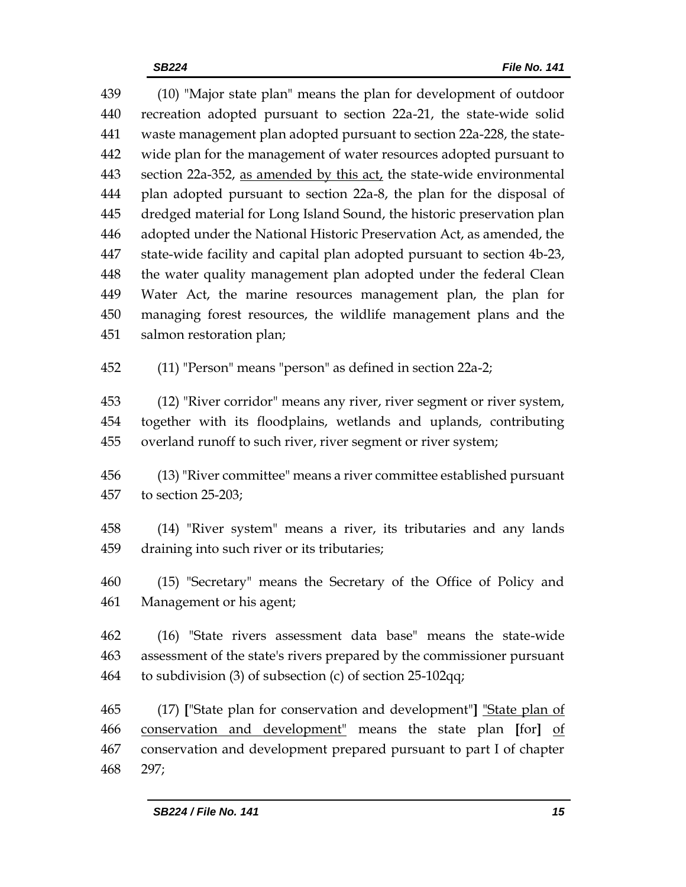439 (10) "Major state plan" means the plan for development of outdoor
440 recreation adopted pursuant to section 22a-21, the state-wide solid
441 waste management plan adopted pursuant to section 22a-228, the state-
442 wide plan for the management of water resources adopted pursuant to
443 section 22a-352, <u>as amended by this act,</u> the state-wide environmental
444 plan adopted pursuant to section 22a-8, the plan for the disposal of
445 dredged material for Long Island Sound, the historic preservation plan
446 adopted under the National Historic Preservation Act, as amended, the
447 state-wide facility and capital plan adopted pursuant to section 4b-23,
448 the water quality management plan adopted under the federal Clean
449 Water Act, the marine resources management plan, the plan for
450 managing forest resources, the wildlife management plans and the
451 salmon restoration plan;

452 (11) "Person" means "person" as defined in section 22a-2;

453 (12) "River corridor" means any river, river segment or river system,
454 together with its floodplains, wetlands and uplands, contributing
455 overland runoff to such river, river segment or river system;

456 (13) "River committee" means a river committee established pursuant
457 to section 25-203;

458 (14) "River system" means a river, its tributaries and any lands
459 draining into such river or its tributaries;

460 (15) "Secretary" means the Secretary of the Office of Policy and
461 Management or his agent;

462 (16) "State rivers assessment data base" means the state-wide
463 assessment of the state's rivers prepared by the commissioner pursuant
464 to subdivision (3) of subsection (c) of section 25-102qq;

465 (17) **[**"State plan for conservation and development"**]** <u>"State plan of</u>
466 <u>conservation and development"</u> means the state plan **[**for**]** <u>of</u>
467 conservation and development prepared pursuant to part I of chapter
468 297;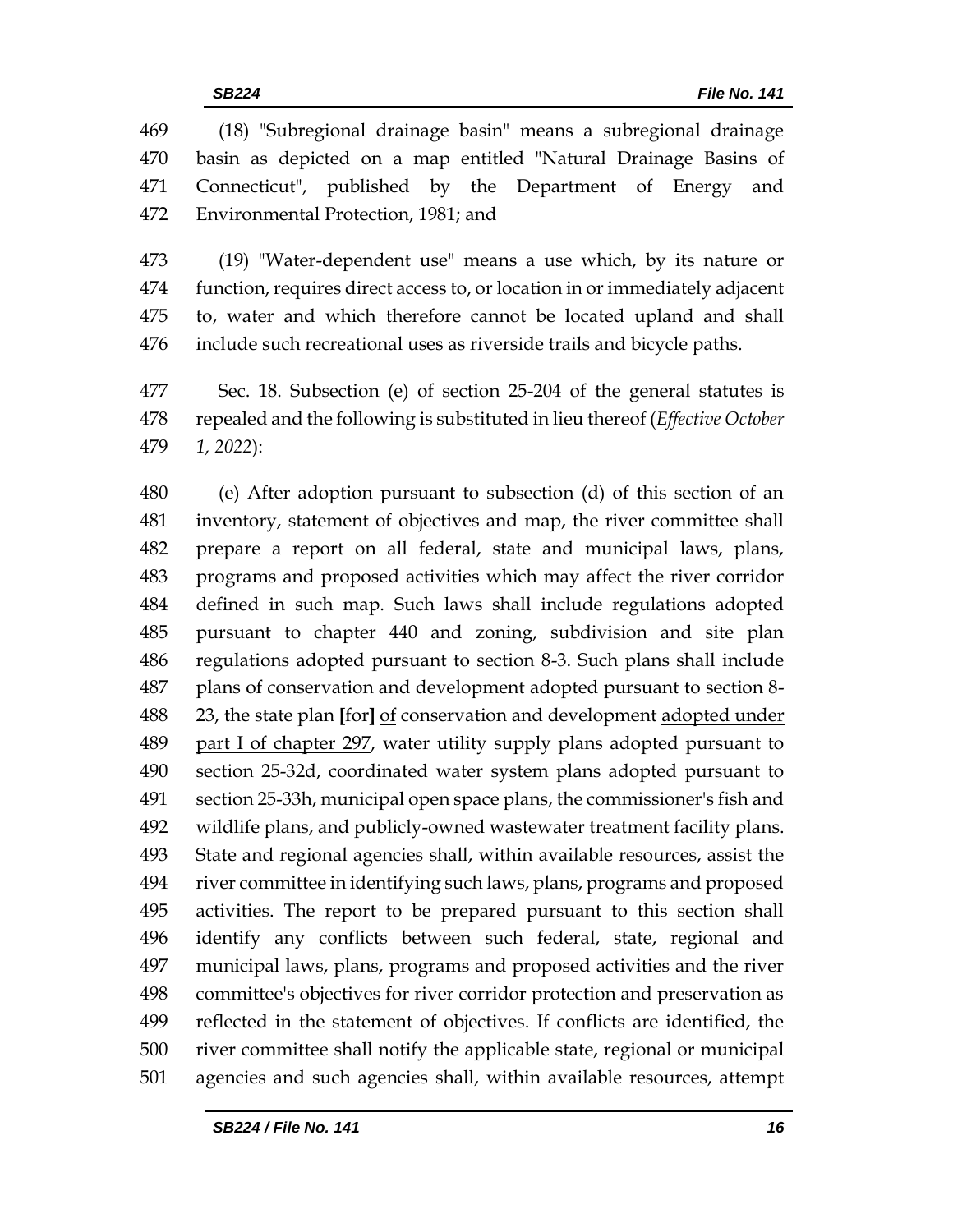(18) "Subregional drainage basin" means a subregional drainage basin as depicted on a map entitled "Natural Drainage Basins of Connecticut", published by the Department of Energy and Environmental Protection, 1981; and

(19) "Water-dependent use" means a use which, by its nature or function, requires direct access to, or location in or immediately adjacent to, water and which therefore cannot be located upland and shall include such recreational uses as riverside trails and bicycle paths.

Sec. 18. Subsection (e) of section 25-204 of the general statutes is repealed and the following is substituted in lieu thereof (*Effective October 1, 2022*):

(e) After adoption pursuant to subsection (d) of this section of an inventory, statement of objectives and map, the river committee shall prepare a report on all federal, state and municipal laws, plans, programs and proposed activities which may affect the river corridor defined in such map. Such laws shall include regulations adopted pursuant to chapter 440 and zoning, subdivision and site plan regulations adopted pursuant to section 8-3. Such plans shall include plans of conservation and development adopted pursuant to section 8-23, the state plan **[**for**]** <u>of</u> conservation and development <u>adopted under part I of chapter 297</u>, water utility supply plans adopted pursuant to section 25-32d, coordinated water system plans adopted pursuant to section 25-33h, municipal open space plans, the commissioner's fish and wildlife plans, and publicly-owned wastewater treatment facility plans. State and regional agencies shall, within available resources, assist the river committee in identifying such laws, plans, programs and proposed activities. The report to be prepared pursuant to this section shall identify any conflicts between such federal, state, regional and municipal laws, plans, programs and proposed activities and the river committee's objectives for river corridor protection and preservation as reflected in the statement of objectives. If conflicts are identified, the river committee shall notify the applicable state, regional or municipal agencies and such agencies shall, within available resources, attempt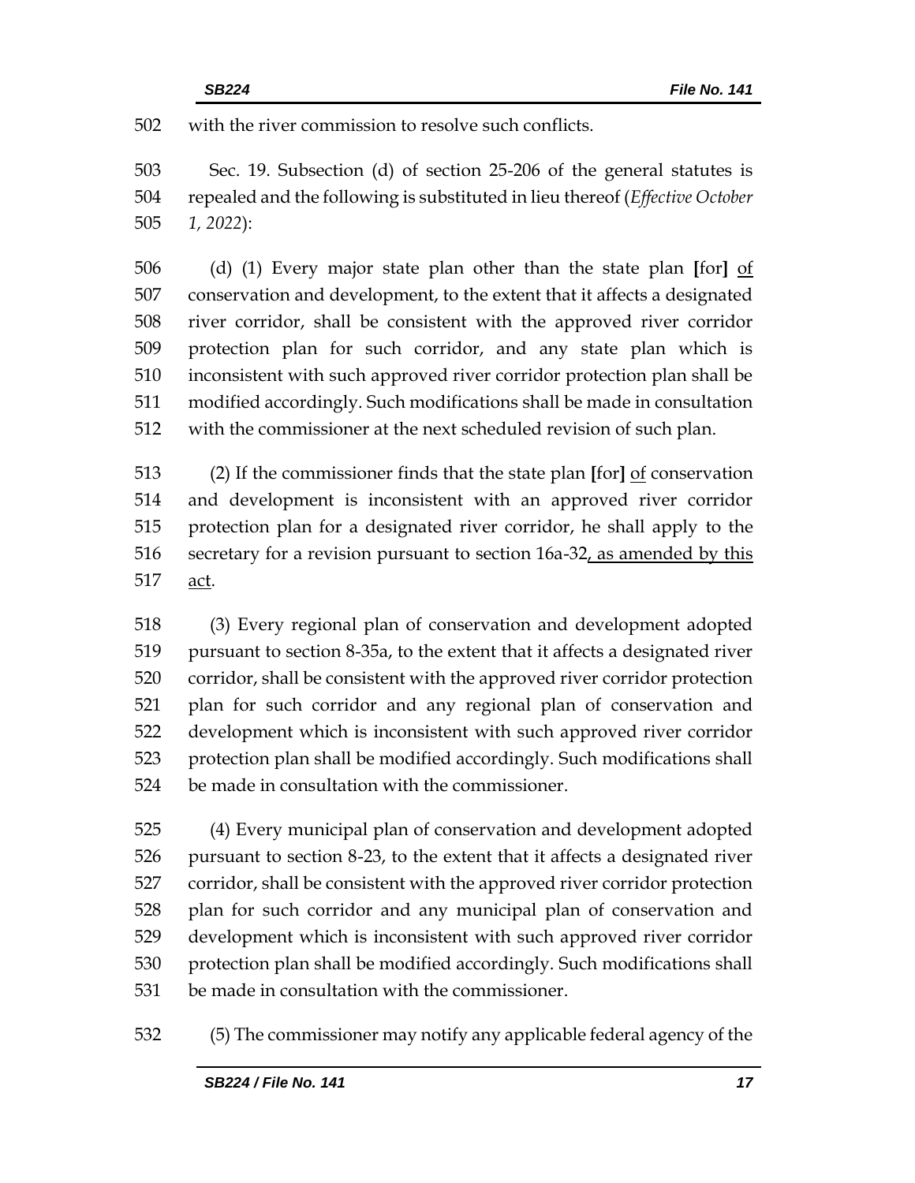502 with the river commission to resolve such conflicts.

503 Sec. 19. Subsection (d) of section 25-206 of the general statutes is
504 repealed and the following is substituted in lieu thereof (*Effective October*
505 *1, 2022*):

506 (d) (1) Every major state plan other than the state plan **[**for**]** <u>of</u>
507 conservation and development, to the extent that it affects a designated
508 river corridor, shall be consistent with the approved river corridor
509 protection plan for such corridor, and any state plan which is
510 inconsistent with such approved river corridor protection plan shall be
511 modified accordingly. Such modifications shall be made in consultation
512 with the commissioner at the next scheduled revision of such plan.

513 (2) If the commissioner finds that the state plan **[**for**]** <u>of</u> conservation
514 and development is inconsistent with an approved river corridor
515 protection plan for a designated river corridor, he shall apply to the
516 secretary for a revision pursuant to section 16a-32<u>, as amended by this</u>
517 <u>act</u>.

518 (3) Every regional plan of conservation and development adopted
519 pursuant to section 8-35a, to the extent that it affects a designated river
520 corridor, shall be consistent with the approved river corridor protection
521 plan for such corridor and any regional plan of conservation and
522 development which is inconsistent with such approved river corridor
523 protection plan shall be modified accordingly. Such modifications shall
524 be made in consultation with the commissioner.

525 (4) Every municipal plan of conservation and development adopted
526 pursuant to section 8-23, to the extent that it affects a designated river
527 corridor, shall be consistent with the approved river corridor protection
528 plan for such corridor and any municipal plan of conservation and
529 development which is inconsistent with such approved river corridor
530 protection plan shall be modified accordingly. Such modifications shall
531 be made in consultation with the commissioner.

532 (5) The commissioner may notify any applicable federal agency of the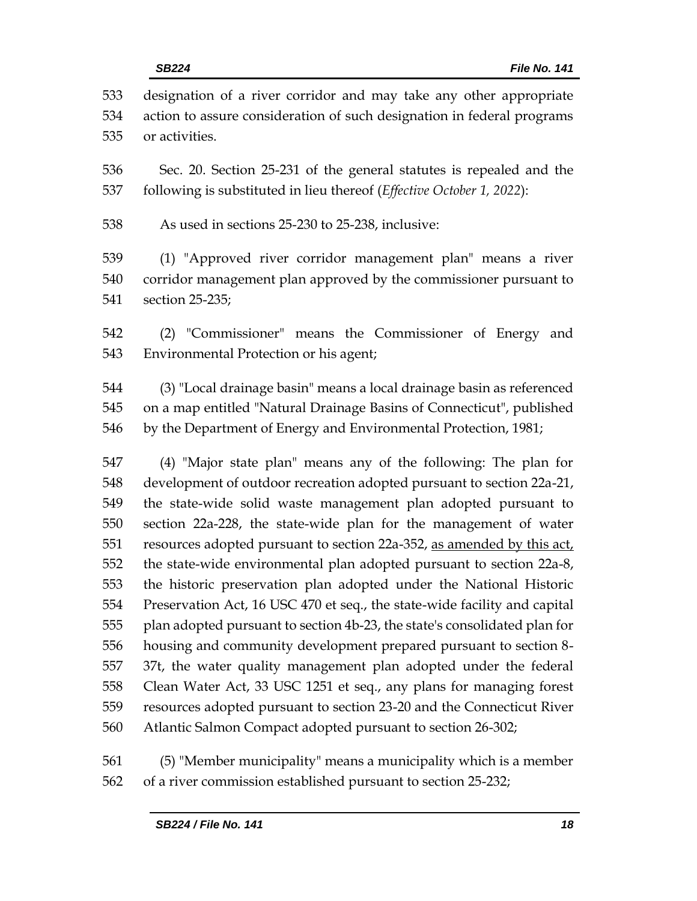designation of a river corridor and may take any other appropriate action to assure consideration of such designation in federal programs or activities.

Sec. 20. Section 25-231 of the general statutes is repealed and the following is substituted in lieu thereof (*Effective October 1, 2022*):

As used in sections 25-230 to 25-238, inclusive:

(1) "Approved river corridor management plan" means a river corridor management plan approved by the commissioner pursuant to section 25-235;

(2) "Commissioner" means the Commissioner of Energy and Environmental Protection or his agent;

(3) "Local drainage basin" means a local drainage basin as referenced on a map entitled "Natural Drainage Basins of Connecticut", published by the Department of Energy and Environmental Protection, 1981;

(4) "Major state plan" means any of the following: The plan for development of outdoor recreation adopted pursuant to section 22a-21, the state-wide solid waste management plan adopted pursuant to section 22a-228, the state-wide plan for the management of water resources adopted pursuant to section 22a-352, <u>as amended by this act,</u> the state-wide environmental plan adopted pursuant to section 22a-8, the historic preservation plan adopted under the National Historic Preservation Act, 16 USC 470 et seq., the state-wide facility and capital plan adopted pursuant to section 4b-23, the state's consolidated plan for housing and community development prepared pursuant to section 8-37t, the water quality management plan adopted under the federal Clean Water Act, 33 USC 1251 et seq., any plans for managing forest resources adopted pursuant to section 23-20 and the Connecticut River Atlantic Salmon Compact adopted pursuant to section 26-302;

(5) "Member municipality" means a municipality which is a member of a river commission established pursuant to section 25-232;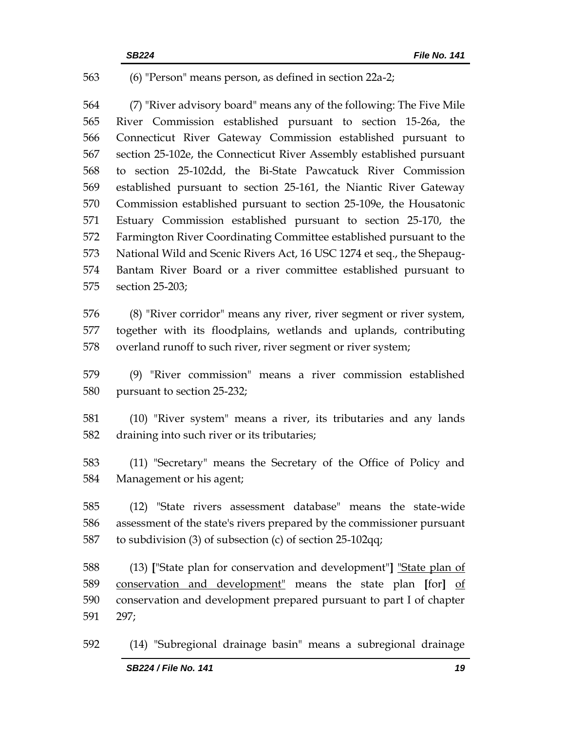(6) "Person" means person, as defined in section 22a-2;

(7) "River advisory board" means any of the following: The Five Mile River Commission established pursuant to section 15-26a, the Connecticut River Gateway Commission established pursuant to section 25-102e, the Connecticut River Assembly established pursuant to section 25-102dd, the Bi-State Pawcatuck River Commission established pursuant to section 25-161, the Niantic River Gateway Commission established pursuant to section 25-109e, the Housatonic Estuary Commission established pursuant to section 25-170, the Farmington River Coordinating Committee established pursuant to the National Wild and Scenic Rivers Act, 16 USC 1274 et seq., the Shepaug-Bantam River Board or a river committee established pursuant to section 25-203;

(8) "River corridor" means any river, river segment or river system, together with its floodplains, wetlands and uplands, contributing overland runoff to such river, river segment or river system;

(9) "River commission" means a river commission established pursuant to section 25-232;

(10) "River system" means a river, its tributaries and any lands draining into such river or its tributaries;

(11) "Secretary" means the Secretary of the Office of Policy and Management or his agent;

(12) "State rivers assessment database" means the state-wide assessment of the state's rivers prepared by the commissioner pursuant to subdivision (3) of subsection (c) of section 25-102qq;

(13) **[**"State plan for conservation and development"**]** <u>"State plan of conservation and development"</u> means the state plan **[**for**]** <u>of</u> conservation and development prepared pursuant to part I of chapter 297;

(14) "Subregional drainage basin" means a subregional drainage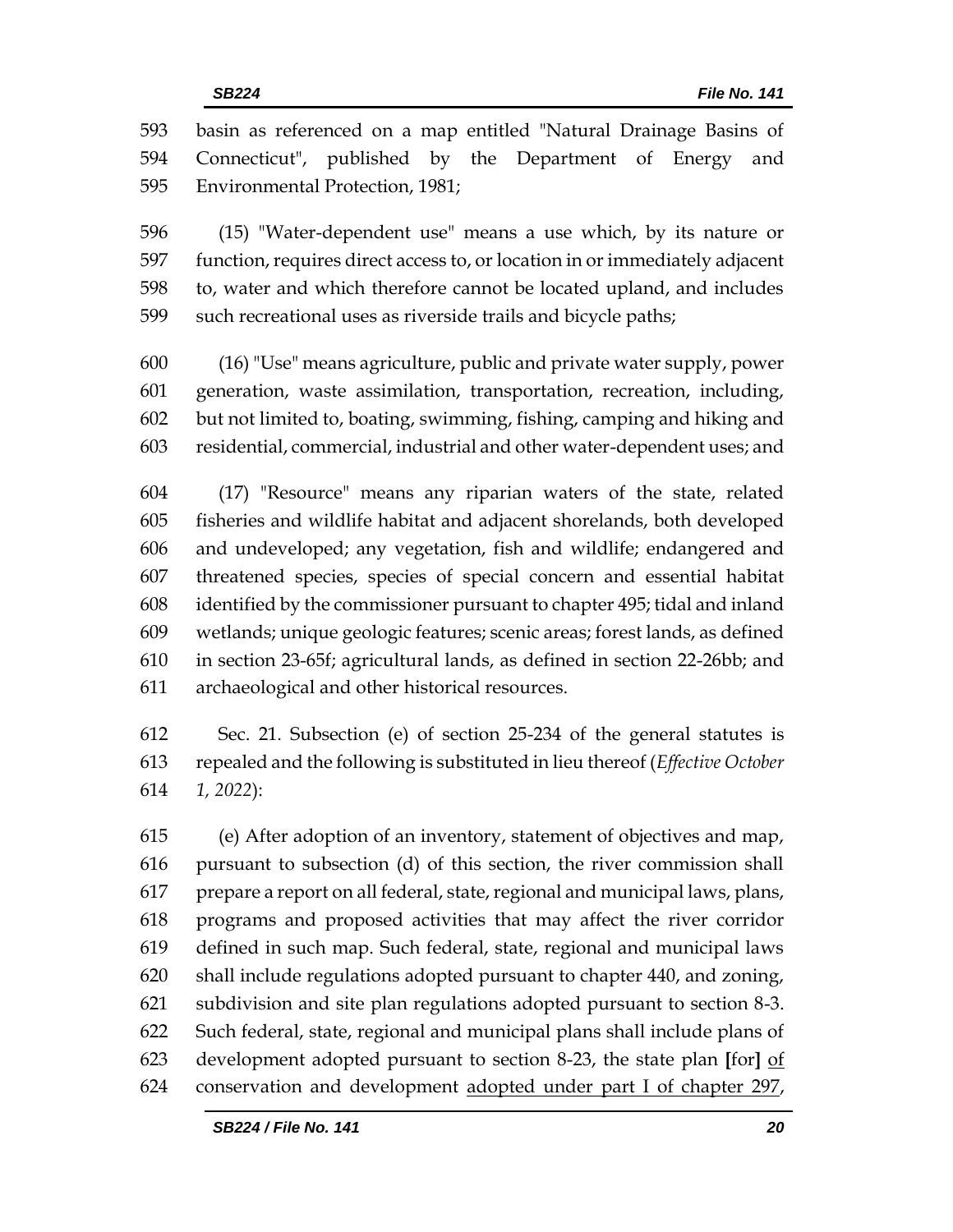593 basin as referenced on a map entitled "Natural Drainage Basins of
594 Connecticut", published by the Department of Energy and
595 Environmental Protection, 1981;

596 (15) "Water-dependent use" means a use which, by its nature or
597 function, requires direct access to, or location in or immediately adjacent
598 to, water and which therefore cannot be located upland, and includes
599 such recreational uses as riverside trails and bicycle paths;

600 (16) "Use" means agriculture, public and private water supply, power
601 generation, waste assimilation, transportation, recreation, including,
602 but not limited to, boating, swimming, fishing, camping and hiking and
603 residential, commercial, industrial and other water-dependent uses; and

604 (17) "Resource" means any riparian waters of the state, related
605 fisheries and wildlife habitat and adjacent shorelands, both developed
606 and undeveloped; any vegetation, fish and wildlife; endangered and
607 threatened species, species of special concern and essential habitat
608 identified by the commissioner pursuant to chapter 495; tidal and inland
609 wetlands; unique geologic features; scenic areas; forest lands, as defined
610 in section 23-65f; agricultural lands, as defined in section 22-26bb; and
611 archaeological and other historical resources.

612 Sec. 21. Subsection (e) of section 25-234 of the general statutes is
613 repealed and the following is substituted in lieu thereof (*Effective October
614 1, 2022*):

615 (e) After adoption of an inventory, statement of objectives and map,
616 pursuant to subsection (d) of this section, the river commission shall
617 prepare a report on all federal, state, regional and municipal laws, plans,
618 programs and proposed activities that may affect the river corridor
619 defined in such map. Such federal, state, regional and municipal laws
620 shall include regulations adopted pursuant to chapter 440, and zoning,
621 subdivision and site plan regulations adopted pursuant to section 8-3.
622 Such federal, state, regional and municipal plans shall include plans of
623 development adopted pursuant to section 8-23, the state plan **[**for**]** <u>of</u>
624 conservation and development <u>adopted under part I of chapter 297</u>,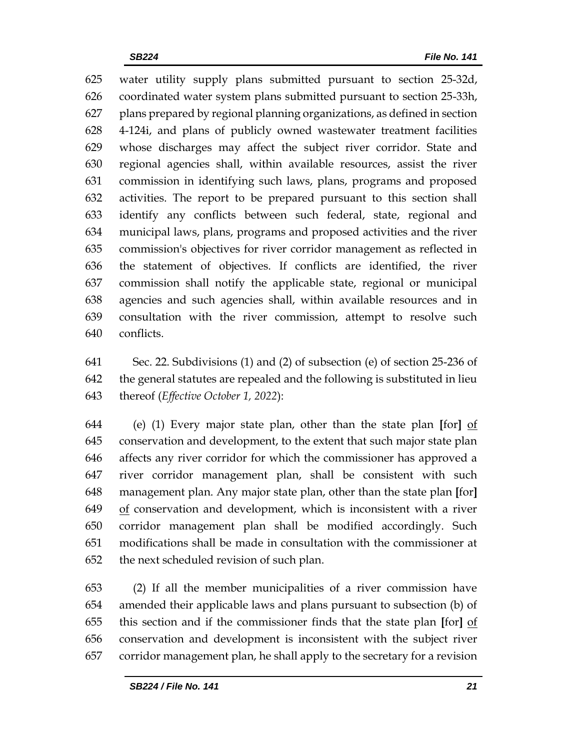water utility supply plans submitted pursuant to section 25-32d, coordinated water system plans submitted pursuant to section 25-33h, plans prepared by regional planning organizations, as defined in section 4-124i, and plans of publicly owned wastewater treatment facilities whose discharges may affect the subject river corridor. State and regional agencies shall, within available resources, assist the river commission in identifying such laws, plans, programs and proposed activities. The report to be prepared pursuant to this section shall identify any conflicts between such federal, state, regional and municipal laws, plans, programs and proposed activities and the river commission's objectives for river corridor management as reflected in the statement of objectives. If conflicts are identified, the river commission shall notify the applicable state, regional or municipal agencies and such agencies shall, within available resources and in consultation with the river commission, attempt to resolve such conflicts.

Sec. 22. Subdivisions (1) and (2) of subsection (e) of section 25-236 of the general statutes are repealed and the following is substituted in lieu thereof (*Effective October 1, 2022*):

(e) (1) Every major state plan, other than the state plan **[**for**]** <u>of</u> conservation and development, to the extent that such major state plan affects any river corridor for which the commissioner has approved a river corridor management plan, shall be consistent with such management plan. Any major state plan, other than the state plan **[**for**]** <u>of</u> conservation and development, which is inconsistent with a river corridor management plan shall be modified accordingly. Such modifications shall be made in consultation with the commissioner at the next scheduled revision of such plan.

(2) If all the member municipalities of a river commission have amended their applicable laws and plans pursuant to subsection (b) of this section and if the commissioner finds that the state plan **[**for**]** <u>of</u> conservation and development is inconsistent with the subject river corridor management plan, he shall apply to the secretary for a revision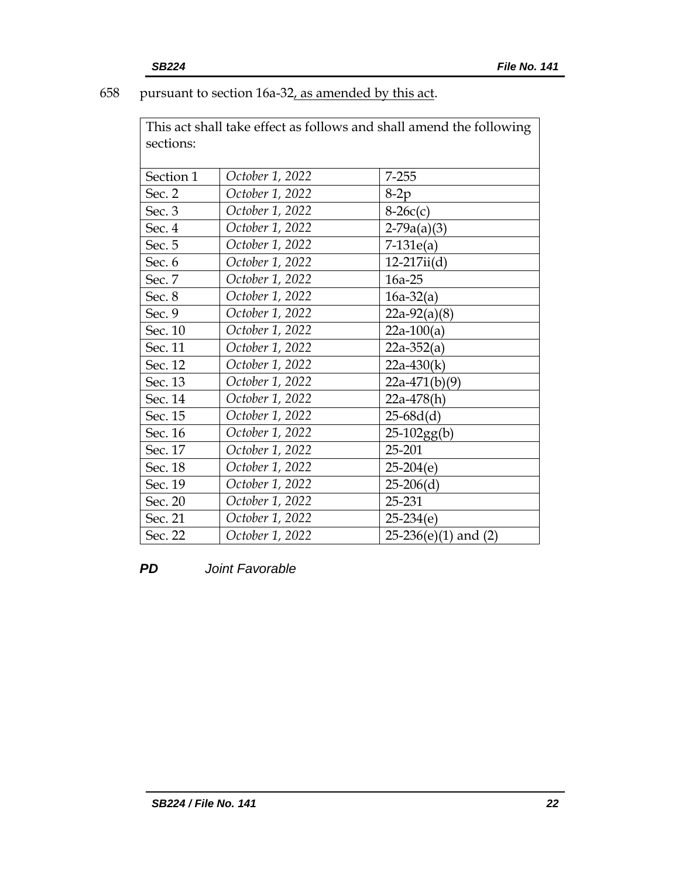658 pursuant to section 16a-32, as amended by this act.

| This act shall take effect as follows and shall amend the following sections: | | |
|---|---|---|
| Section 1 | *October 1, 2022* | 7-255 |
| Sec. 2 | *October 1, 2022* | 8-2p |
| Sec. 3 | *October 1, 2022* | 8-26c(c) |
| Sec. 4 | *October 1, 2022* | 2-79a(a)(3) |
| Sec. 5 | *October 1, 2022* | 7-131e(a) |
| Sec. 6 | *October 1, 2022* | 12-217ii(d) |
| Sec. 7 | *October 1, 2022* | 16a-25 |
| Sec. 8 | *October 1, 2022* | 16a-32(a) |
| Sec. 9 | *October 1, 2022* | 22a-92(a)(8) |
| Sec. 10 | *October 1, 2022* | 22a-100(a) |
| Sec. 11 | *October 1, 2022* | 22a-352(a) |
| Sec. 12 | *October 1, 2022* | 22a-430(k) |
| Sec. 13 | *October 1, 2022* | 22a-471(b)(9) |
| Sec. 14 | *October 1, 2022* | 22a-478(h) |
| Sec. 15 | *October 1, 2022* | 25-68d(d) |
| Sec. 16 | *October 1, 2022* | 25-102gg(b) |
| Sec. 17 | *October 1, 2022* | 25-201 |
| Sec. 18 | *October 1, 2022* | 25-204(e) |
| Sec. 19 | *October 1, 2022* | 25-206(d) |
| Sec. 20 | *October 1, 2022* | 25-231 |
| Sec. 21 | *October 1, 2022* | 25-234(e) |
| Sec. 22 | *October 1, 2022* | 25-236(e)(1) and (2) |

***PD*** *Joint Favorable*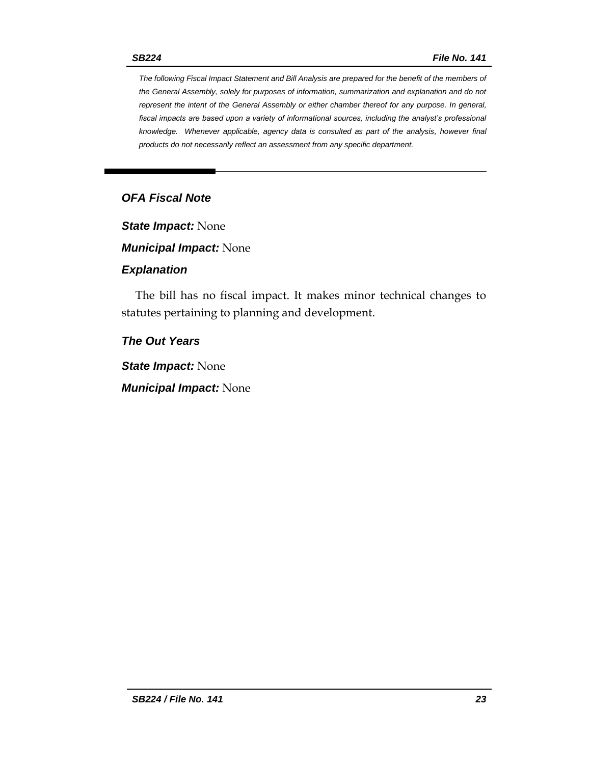*The following Fiscal Impact Statement and Bill Analysis are prepared for the benefit of the members of the General Assembly, solely for purposes of information, summarization and explanation and do not represent the intent of the General Assembly or either chamber thereof for any purpose. In general, fiscal impacts are based upon a variety of informational sources, including the analyst's professional knowledge. Whenever applicable, agency data is consulted as part of the analysis, however final products do not necessarily reflect an assessment from any specific department.*

---

## *OFA Fiscal Note*

***State Impact:*** None

***Municipal Impact:*** None

### *Explanation*

The bill has no fiscal impact. It makes minor technical changes to statutes pertaining to planning and development.

### *The Out Years*

***State Impact:*** None

***Municipal Impact:*** None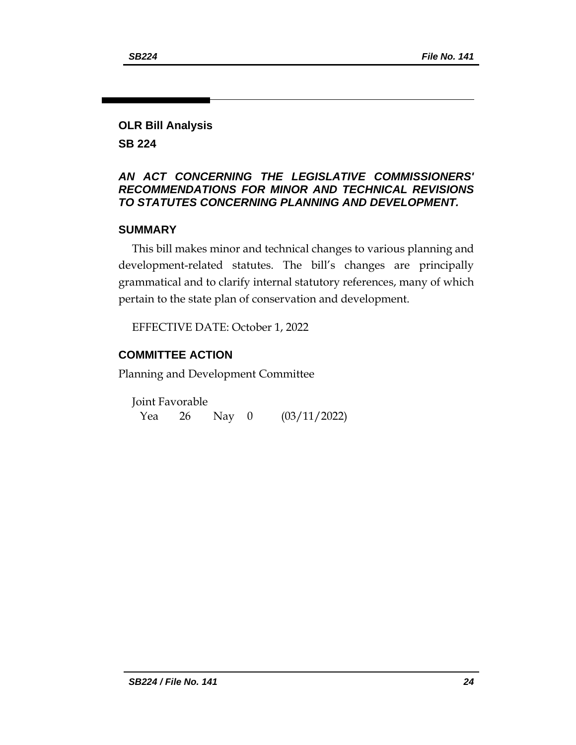## OLR Bill Analysis

## SB 224

### *AN ACT CONCERNING THE LEGISLATIVE COMMISSIONERS' RECOMMENDATIONS FOR MINOR AND TECHNICAL REVISIONS TO STATUTES CONCERNING PLANNING AND DEVELOPMENT.*

### SUMMARY

This bill makes minor and technical changes to various planning and development-related statutes. The bill's changes are principally grammatical and to clarify internal statutory references, many of which pertain to the state plan of conservation and development.

EFFECTIVE DATE: October 1, 2022

### COMMITTEE ACTION

Planning and Development Committee

| | | | | |
|---|---|---|---|---|
| Joint Favorable | | | | |
| Yea | 26 | Nay | 0 | (03/11/2022) |